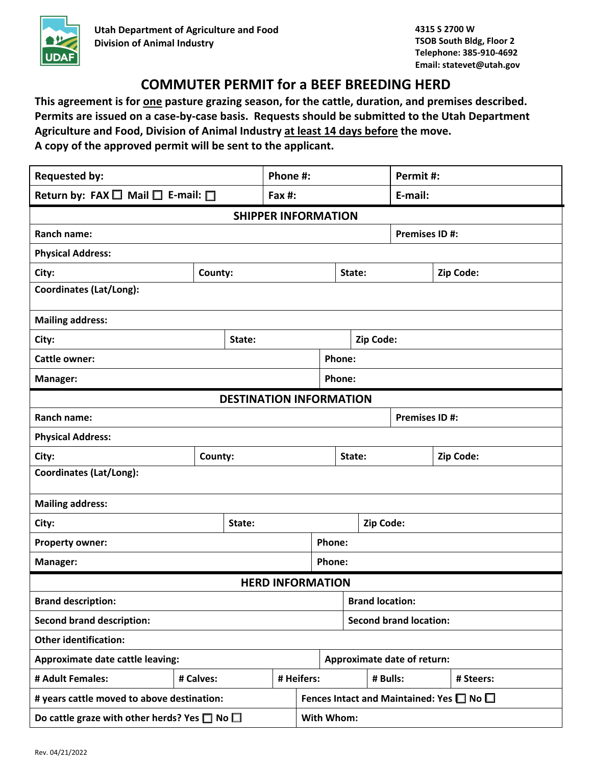Utah Department of Agriculture and Food
Division of Animal Industry

4315 S 2700 W
TSOB South Bldg, Floor 2
Telephone: 385-910-4692
Email: statevet@utah.gov

# COMMUTER PERMIT for a BEEF BREEDING HERD

**This agreement is for one pasture grazing season, for the cattle, duration, and premises described. Permits are issued on a case-by-case basis. Requests should be submitted to the Utah Department Agriculture and Food, Division of Animal Industry at least 14 days before the move.**
**A copy of the approved permit will be sent to the applicant.**

| | | |
|---|---|---|
| **Requested by:** | **Phone #:** | **Permit #:** |
| **Return by: FAX ☐ Mail ☐ E-mail: ☐** | **Fax #:** | **E-mail:** |

## SHIPPER INFORMATION

| | | | |
|---|---|---|---|
| **Ranch name:** | | | **Premises ID #:** |
| **Physical Address:** | | | |
| **City:** | **County:** | **State:** | **Zip Code:** |
| **Coordinates (Lat/Long):** | | | |
| **Mailing address:** | | | |
| **City:** | **State:** | **Zip Code:** | |
| **Cattle owner:** | | **Phone:** | |
| **Manager:** | | **Phone:** | |

## DESTINATION INFORMATION

| | | | |
|---|---|---|---|
| **Ranch name:** | | | **Premises ID #:** |
| **Physical Address:** | | | |
| **City:** | **County:** | **State:** | **Zip Code:** |
| **Coordinates (Lat/Long):** | | | |
| **Mailing address:** | | | |
| **City:** | **State:** | **Zip Code:** | |
| **Property owner:** | | **Phone:** | |
| **Manager:** | | **Phone:** | |

## HERD INFORMATION

| | | | | |
|---|---|---|---|---|
| **Brand description:** | | | **Brand location:** | |
| **Second brand description:** | | | **Second brand location:** | |
| **Other identification:** | | | | |
| **Approximate date cattle leaving:** | | | **Approximate date of return:** | |
| **# Adult Females:** | **# Calves:** | **# Heifers:** | **# Bulls:** | **# Steers:** |
| **# years cattle moved to above destination:** | | **Fences Intact and Maintained: Yes ☐ No ☐** | | |
| **Do cattle graze with other herds? Yes ☐ No ☐** | | **With Whom:** | | |

Rev. 04/21/2022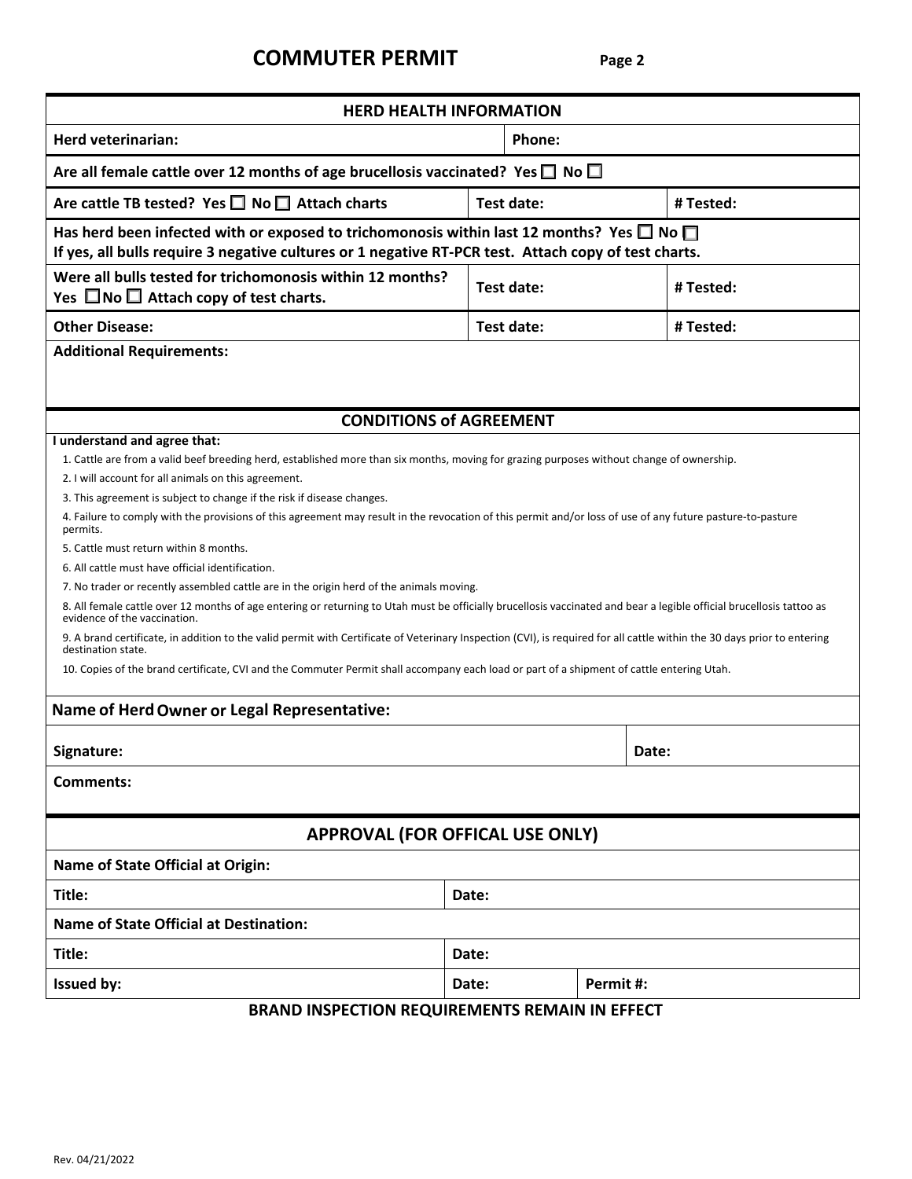# COMMUTER PERMIT

| **HERD HEALTH INFORMATION** | | |
|---|---|---|
| **Herd veterinarian:** | **Phone:** | |
| **Are all female cattle over 12 months of age brucellosis vaccinated? Yes ☐ No ☐** | | |
| **Are cattle TB tested? Yes ☐ No ☐ Attach charts** | **Test date:** | **# Tested:** |
| **Has herd been infected with or exposed to trichomonosis within last 12 months? Yes ☐ No ☐ If yes, all bulls require 3 negative cultures or 1 negative RT-PCR test. Attach copy of test charts.** | | |
| **Were all bulls tested for trichomonosis within 12 months? Yes ☐ No ☐ Attach copy of test charts.** | **Test date:** | **# Tested:** |
| **Other Disease:** | **Test date:** | **# Tested:** |
| **Additional Requirements:** | | |

## CONDITIONS of AGREEMENT

**I understand and agree that:**

1. Cattle are from a valid beef breeding herd, established more than six months, moving for grazing purposes without change of ownership.
2. I will account for all animals on this agreement.
3. This agreement is subject to change if the risk if disease changes.
4. Failure to comply with the provisions of this agreement may result in the revocation of this permit and/or loss of use of any future pasture-to-pasture permits.
5. Cattle must return within 8 months.
6. All cattle must have official identification.
7. No trader or recently assembled cattle are in the origin herd of the animals moving.
8. All female cattle over 12 months of age entering or returning to Utah must be officially brucellosis vaccinated and bear a legible official brucellosis tattoo as evidence of the vaccination.
9. A brand certificate, in addition to the valid permit with Certificate of Veterinary Inspection (CVI), is required for all cattle within the 30 days prior to entering destination state.
10. Copies of the brand certificate, CVI and the Commuter Permit shall accompany each load or part of a shipment of cattle entering Utah.

| | |
|---|---|
| **Name of Herd Owner or Legal Representative:** | |
| **Signature:** | **Date:** |
| **Comments:** | |

## APPROVAL (FOR OFFICAL USE ONLY)

| | | |
|---|---|---|
| **Name of State Official at Origin:** | | |
| **Title:** | **Date:** | |
| **Name of State Official at Destination:** | | |
| **Title:** | **Date:** | |
| **Issued by:** | **Date:** | **Permit #:** |

**BRAND INSPECTION REQUIREMENTS REMAIN IN EFFECT**

Rev. 04/21/2022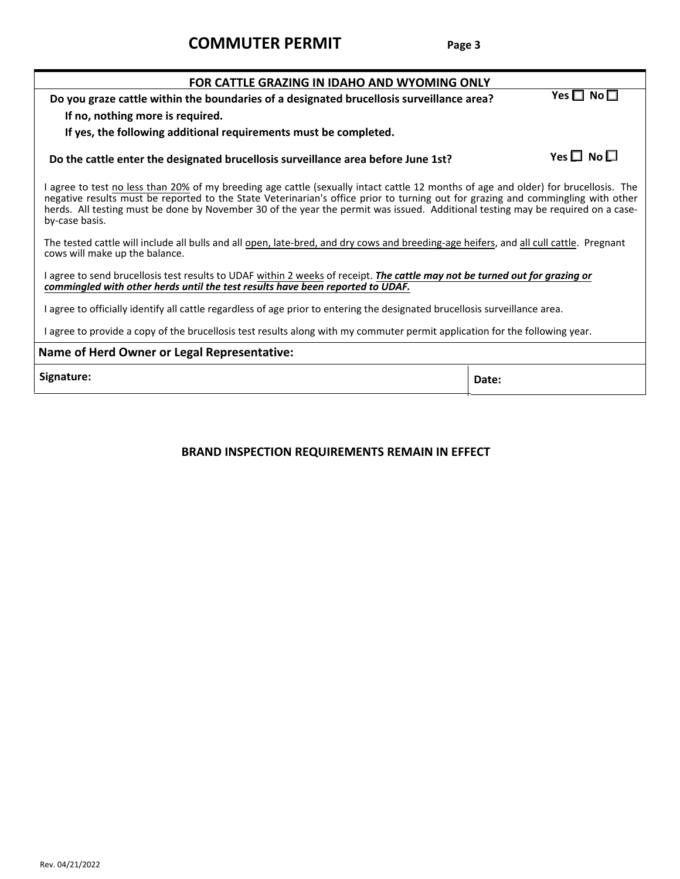# COMMUTER PERMIT

## FOR CATTLE GRAZING IN IDAHO AND WYOMING ONLY

**Do you graze cattle within the boundaries of a designated brucellosis surveillance area?** **Yes ☐ No ☐**

**If no, nothing more is required.**

**If yes, the following additional requirements must be completed.**

**Do the cattle enter the designated brucellosis surveillance area before June 1st?** **Yes ☐ No ☐**

I agree to test no less than 20% of my breeding age cattle (sexually intact cattle 12 months of age and older) for brucellosis. The negative results must be reported to the State Veterinarian's office prior to turning out for grazing and commingling with other herds. All testing must be done by November 30 of the year the permit was issued. Additional testing may be required on a case-by-case basis.

The tested cattle will include all bulls and all open, late-bred, and dry cows and breeding-age heifers, and all cull cattle. Pregnant cows will make up the balance.

I agree to send brucellosis test results to UDAF within 2 weeks of receipt. ***The cattle may not be turned out for grazing or commingled with other herds until the test results have been reported to UDAF.***

I agree to officially identify all cattle regardless of age prior to entering the designated brucellosis surveillance area.

I agree to provide a copy of the brucellosis test results along with my commuter permit application for the following year.

**Name of Herd Owner or Legal Representative:**

| **Signature:** | **Date:** |
|---|---|
| | |

**BRAND INSPECTION REQUIREMENTS REMAIN IN EFFECT**

Rev. 04/21/2022